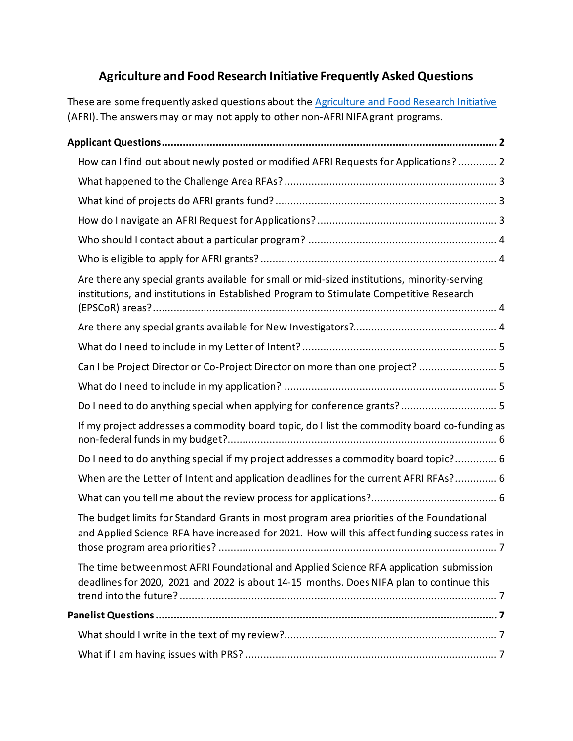# Agriculture and Food Research Initiative Frequently Asked Questions

These are some frequently asked questions about the [Agriculture and Food Research Initiative](#) (AFRI). The answers may or may not apply to other non-AFRI NIFA grant programs.

**Applicant Questions** ........................................................................................................ **2**

- How can I find out about newly posted or modified AFRI Requests for Applications? ............. 2
- What happened to the Challenge Area RFAs? ...................................................................... 3
- What kind of projects do AFRI grants fund? ......................................................................... 3
- How do I navigate an AFRI Request for Applications? ........................................................... 3
- Who should I contact about a particular program? ............................................................... 4
- Who is eligible to apply for AFRI grants? .............................................................................. 4
- Are there any special grants available for small or mid-sized institutions, minority-serving institutions, and institutions in Established Program to Stimulate Competitive Research (EPSCoR) areas? ........................................................................................................... 4
- Are there any special grants available for New Investigators? ............................................... 4
- What do I need to include in my Letter of Intent? ................................................................ 5
- Can I be Project Director or Co-Project Director on more than one project? .......................... 5
- What do I need to include in my application? ...................................................................... 5
- Do I need to do anything special when applying for conference grants? ................................ 5
- If my project addresses a commodity board topic, do I list the commodity board co-funding as non-federal funds in my budget? ......................................................................................... 6
- Do I need to do anything special if my project addresses a commodity board topic? .............. 6
- When are the Letter of Intent and application deadlines for the current AFRI RFAs? .............. 6
- What can you tell me about the review process for applications? .......................................... 6
- The budget limits for Standard Grants in most program area priorities of the Foundational and Applied Science RFA have increased for 2021. How will this affect funding success rates in those program area priorities? ............................................................................................ 7
- The time between most AFRI Foundational and Applied Science RFA application submission deadlines for 2020, 2021 and 2022 is about 14-15 months. Does NIFA plan to continue this trend into the future? ......................................................................................................... 7

**Panelist Questions** ........................................................................................................... **7**

- What should I write in the text of my review? ...................................................................... 7
- What if I am having issues with PRS? .................................................................................... 7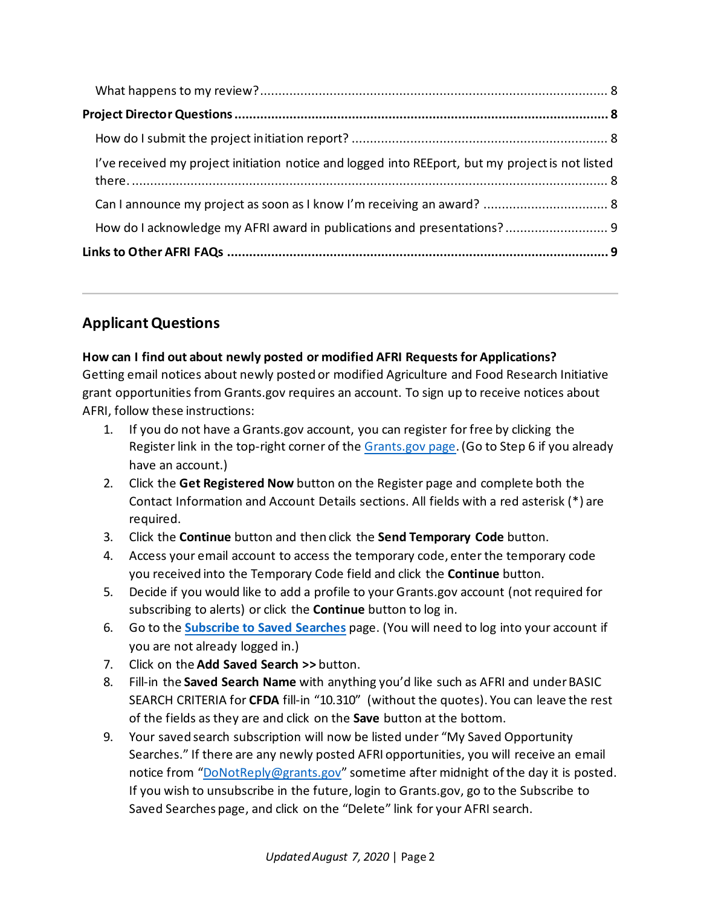What happens to my review? ................................................................................ 8

**Project Director Questions ........................................................................................ 8**

How do I submit the project initiation report? ..................................................................... 8

I've received my project initiation notice and logged into REEport, but my project is not listed there. ......................................................................................................................... 8

Can I announce my project as soon as I know I'm receiving an award? ................................. 8

How do I acknowledge my AFRI award in publications and presentations? ........................... 9

**Links to Other AFRI FAQs ........................................................................................ 9**

---

## Applicant Questions

**How can I find out about newly posted or modified AFRI Requests for Applications?**

Getting email notices about newly posted or modified Agriculture and Food Research Initiative grant opportunities from Grants.gov requires an account. To sign up to receive notices about AFRI, follow these instructions:

1. If you do not have a Grants.gov account, you can register for free by clicking the Register link in the top-right corner of the Grants.gov page. (Go to Step 6 if you already have an account.)
2. Click the **Get Registered Now** button on the Register page and complete both the Contact Information and Account Details sections. All fields with a red asterisk (*) are required.
3. Click the **Continue** button and then click the **Send Temporary Code** button.
4. Access your email account to access the temporary code, enter the temporary code you received into the Temporary Code field and click the **Continue** button.
5. Decide if you would like to add a profile to your Grants.gov account (not required for subscribing to alerts) or click the **Continue** button to log in.
6. Go to the **Subscribe to Saved Searches** page. (You will need to log into your account if you are not already logged in.)
7. Click on the **Add Saved Search >>** button.
8. Fill-in the **Saved Search Name** with anything you'd like such as AFRI and under BASIC SEARCH CRITERIA for **CFDA** fill-in "10.310" (without the quotes). You can leave the rest of the fields as they are and click on the **Save** button at the bottom.
9. Your saved search subscription will now be listed under "My Saved Opportunity Searches." If there are any newly posted AFRI opportunities, you will receive an email notice from "DoNotReply@grants.gov" sometime after midnight of the day it is posted. If you wish to unsubscribe in the future, login to Grants.gov, go to the Subscribe to Saved Searches page, and click on the "Delete" link for your AFRI search.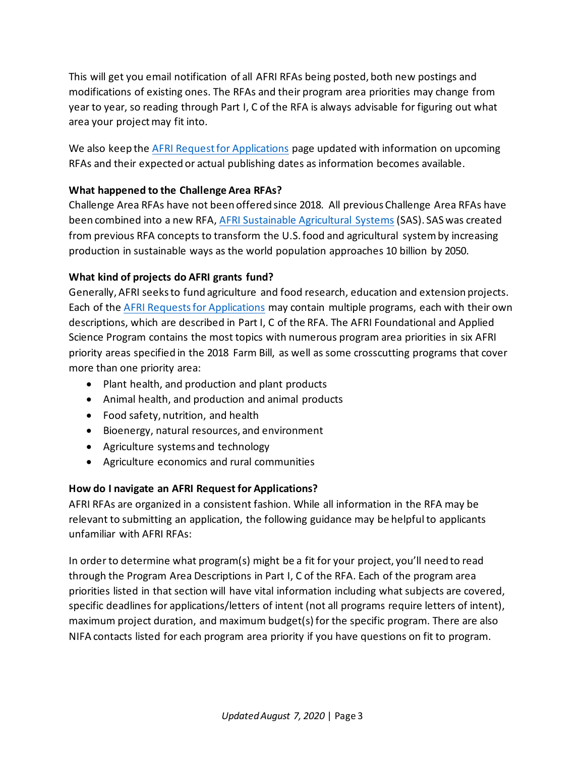This will get you email notification of all AFRI RFAs being posted, both new postings and modifications of existing ones. The RFAs and their program area priorities may change from year to year, so reading through Part I, C of the RFA is always advisable for figuring out what area your project may fit into.

We also keep the [AFRI Request for Applications]() page updated with information on upcoming RFAs and their expected or actual publishing dates as information becomes available.

**What happened to the Challenge Area RFAs?**

Challenge Area RFAs have not been offered since 2018. All previous Challenge Area RFAs have been combined into a new RFA, [AFRI Sustainable Agricultural Systems]() (SAS). SAS was created from previous RFA concepts to transform the U.S. food and agricultural system by increasing production in sustainable ways as the world population approaches 10 billion by 2050.

**What kind of projects do AFRI grants fund?**

Generally, AFRI seeks to fund agriculture and food research, education and extension projects. Each of the [AFRI Requests for Applications]() may contain multiple programs, each with their own descriptions, which are described in Part I, C of the RFA. The AFRI Foundational and Applied Science Program contains the most topics with numerous program area priorities in six AFRI priority areas specified in the 2018 Farm Bill, as well as some crosscutting programs that cover more than one priority area:

- Plant health, and production and plant products
- Animal health, and production and animal products
- Food safety, nutrition, and health
- Bioenergy, natural resources, and environment
- Agriculture systems and technology
- Agriculture economics and rural communities

**How do I navigate an AFRI Request for Applications?**

AFRI RFAs are organized in a consistent fashion. While all information in the RFA may be relevant to submitting an application, the following guidance may be helpful to applicants unfamiliar with AFRI RFAs:

In order to determine what program(s) might be a fit for your project, you'll need to read through the Program Area Descriptions in Part I, C of the RFA. Each of the program area priorities listed in that section will have vital information including what subjects are covered, specific deadlines for applications/letters of intent (not all programs require letters of intent), maximum project duration, and maximum budget(s) for the specific program. There are also NIFA contacts listed for each program area priority if you have questions on fit to program.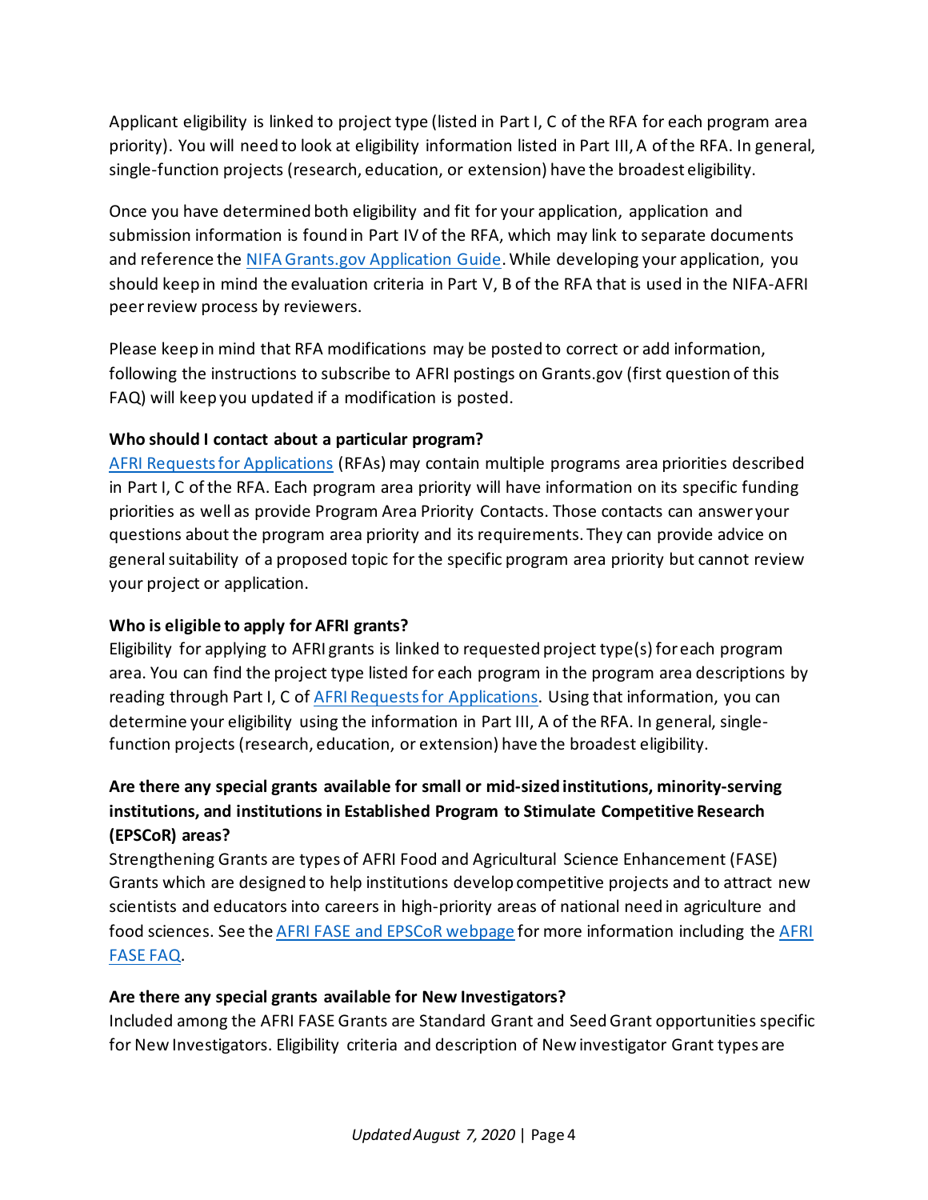Applicant eligibility is linked to project type (listed in Part I, C of the RFA for each program area priority). You will need to look at eligibility information listed in Part III, A of the RFA. In general, single-function projects (research, education, or extension) have the broadest eligibility.

Once you have determined both eligibility and fit for your application, application and submission information is found in Part IV of the RFA, which may link to separate documents and reference the NIFA Grants.gov Application Guide. While developing your application, you should keep in mind the evaluation criteria in Part V, B of the RFA that is used in the NIFA-AFRI peer review process by reviewers.

Please keep in mind that RFA modifications may be posted to correct or add information, following the instructions to subscribe to AFRI postings on Grants.gov (first question of this FAQ) will keep you updated if a modification is posted.

**Who should I contact about a particular program?**

AFRI Requests for Applications (RFAs) may contain multiple programs area priorities described in Part I, C of the RFA. Each program area priority will have information on its specific funding priorities as well as provide Program Area Priority Contacts. Those contacts can answer your questions about the program area priority and its requirements. They can provide advice on general suitability of a proposed topic for the specific program area priority but cannot review your project or application.

**Who is eligible to apply for AFRI grants?**

Eligibility for applying to AFRI grants is linked to requested project type(s) for each program area. You can find the project type listed for each program in the program area descriptions by reading through Part I, C of AFRI Requests for Applications. Using that information, you can determine your eligibility using the information in Part III, A of the RFA. In general, single-function projects (research, education, or extension) have the broadest eligibility.

**Are there any special grants available for small or mid-sized institutions, minority-serving institutions, and institutions in Established Program to Stimulate Competitive Research (EPSCoR) areas?**

Strengthening Grants are types of AFRI Food and Agricultural Science Enhancement (FASE) Grants which are designed to help institutions develop competitive projects and to attract new scientists and educators into careers in high-priority areas of national need in agriculture and food sciences. See the AFRI FASE and EPSCoR webpage for more information including the AFRI FASE FAQ.

**Are there any special grants available for New Investigators?**

Included among the AFRI FASE Grants are Standard Grant and Seed Grant opportunities specific for New Investigators. Eligibility criteria and description of New investigator Grant types are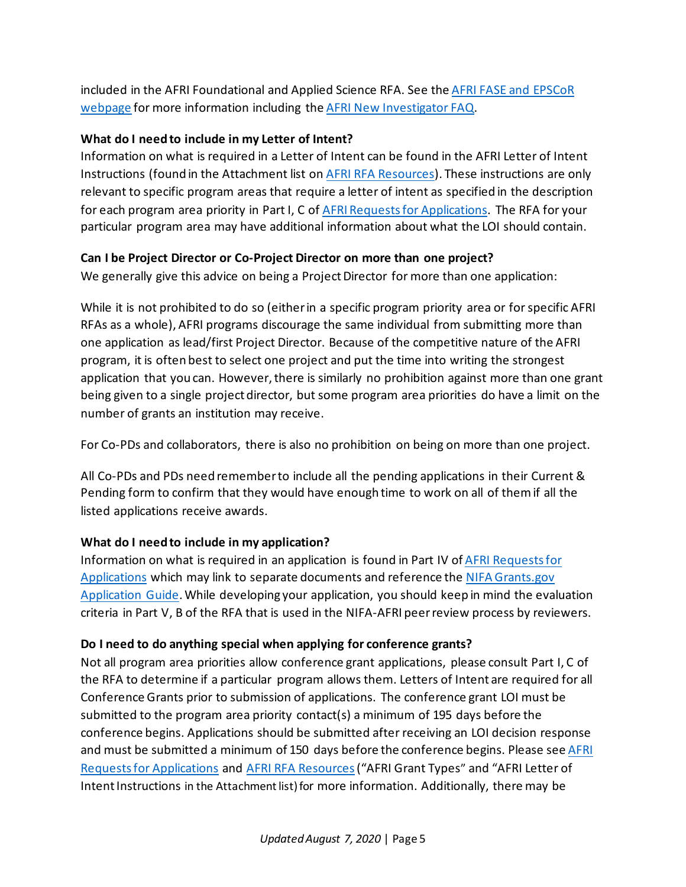included in the AFRI Foundational and Applied Science RFA. See the [AFRI FASE and EPSCoR webpage] for more information including the [AFRI New Investigator FAQ].

**What do I need to include in my Letter of Intent?**

Information on what is required in a Letter of Intent can be found in the AFRI Letter of Intent Instructions (found in the Attachment list on AFRI RFA Resources). These instructions are only relevant to specific program areas that require a letter of intent as specified in the description for each program area priority in Part I, C of AFRI Requests for Applications. The RFA for your particular program area may have additional information about what the LOI should contain.

**Can I be Project Director or Co-Project Director on more than one project?**

We generally give this advice on being a Project Director for more than one application:

While it is not prohibited to do so (either in a specific program priority area or for specific AFRI RFAs as a whole), AFRI programs discourage the same individual from submitting more than one application as lead/first Project Director. Because of the competitive nature of the AFRI program, it is often best to select one project and put the time into writing the strongest application that you can. However, there is similarly no prohibition against more than one grant being given to a single project director, but some program area priorities do have a limit on the number of grants an institution may receive.

For Co-PDs and collaborators, there is also no prohibition on being on more than one project.

All Co-PDs and PDs need remember to include all the pending applications in their Current & Pending form to confirm that they would have enough time to work on all of them if all the listed applications receive awards.

**What do I need to include in my application?**

Information on what is required in an application is found in Part IV of AFRI Requests for Applications which may link to separate documents and reference the NIFA Grants.gov Application Guide. While developing your application, you should keep in mind the evaluation criteria in Part V, B of the RFA that is used in the NIFA-AFRI peer review process by reviewers.

**Do I need to do anything special when applying for conference grants?**

Not all program area priorities allow conference grant applications, please consult Part I, C of the RFA to determine if a particular program allows them. Letters of Intent are required for all Conference Grants prior to submission of applications. The conference grant LOI must be submitted to the program area priority contact(s) a minimum of 195 days before the conference begins. Applications should be submitted after receiving an LOI decision response and must be submitted a minimum of 150 days before the conference begins. Please see AFRI Requests for Applications and AFRI RFA Resources ("AFRI Grant Types" and "AFRI Letter of Intent Instructions in the Attachment list) for more information. Additionally, there may be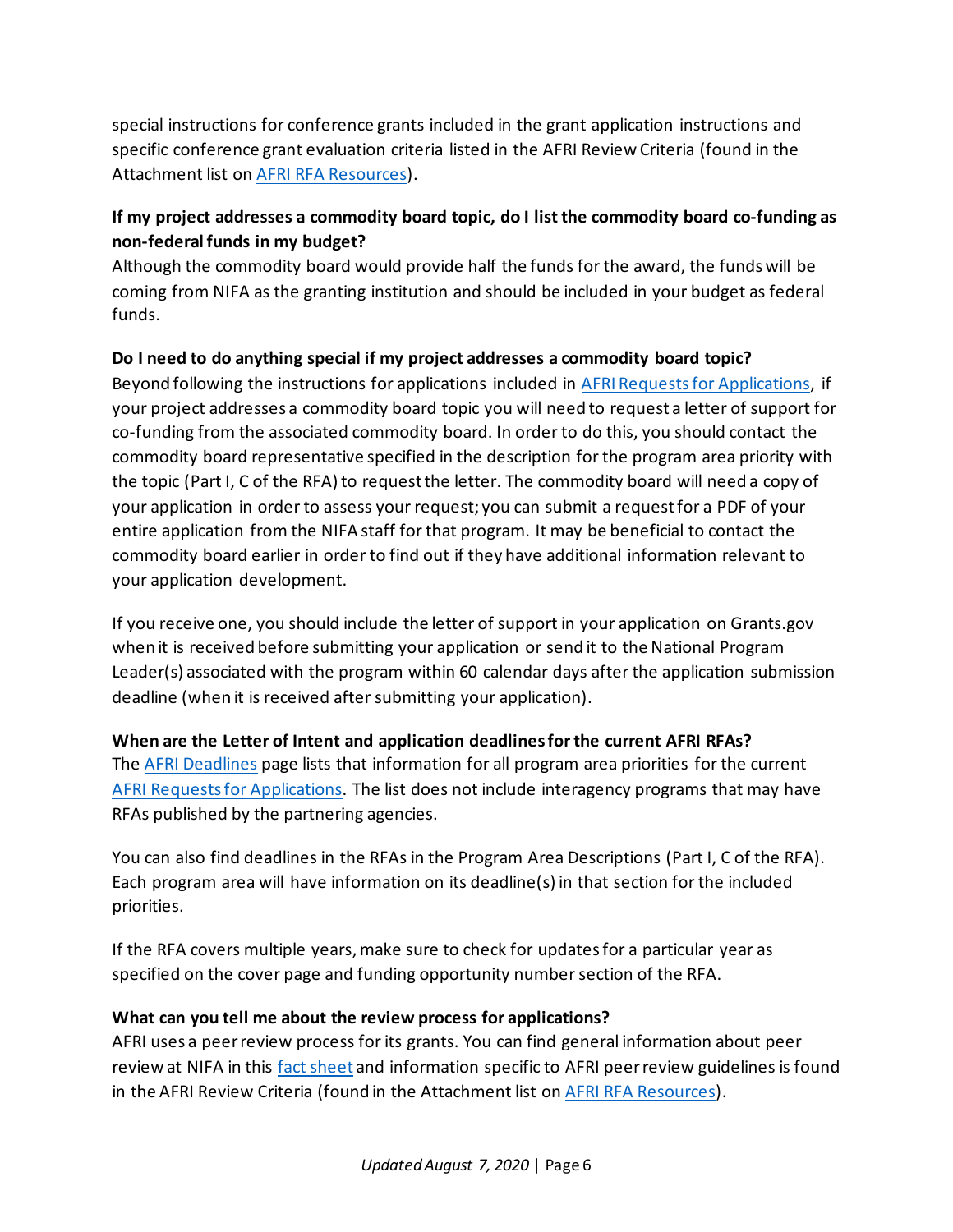special instructions for conference grants included in the grant application instructions and specific conference grant evaluation criteria listed in the AFRI Review Criteria (found in the Attachment list on [AFRI RFA Resources](AFRI RFA Resources)).

**If my project addresses a commodity board topic, do I list the commodity board co-funding as non-federal funds in my budget?**

Although the commodity board would provide half the funds for the award, the funds will be coming from NIFA as the granting institution and should be included in your budget as federal funds.

**Do I need to do anything special if my project addresses a commodity board topic?**

Beyond following the instructions for applications included in AFRI Requests for Applications, if your project addresses a commodity board topic you will need to request a letter of support for co-funding from the associated commodity board. In order to do this, you should contact the commodity board representative specified in the description for the program area priority with the topic (Part I, C of the RFA) to request the letter. The commodity board will need a copy of your application in order to assess your request; you can submit a request for a PDF of your entire application from the NIFA staff for that program. It may be beneficial to contact the commodity board earlier in order to find out if they have additional information relevant to your application development.

If you receive one, you should include the letter of support in your application on Grants.gov when it is received before submitting your application or send it to the National Program Leader(s) associated with the program within 60 calendar days after the application submission deadline (when it is received after submitting your application).

**When are the Letter of Intent and application deadlines for the current AFRI RFAs?**

The AFRI Deadlines page lists that information for all program area priorities for the current AFRI Requests for Applications. The list does not include interagency programs that may have RFAs published by the partnering agencies.

You can also find deadlines in the RFAs in the Program Area Descriptions (Part I, C of the RFA). Each program area will have information on its deadline(s) in that section for the included priorities.

If the RFA covers multiple years, make sure to check for updates for a particular year as specified on the cover page and funding opportunity number section of the RFA.

**What can you tell me about the review process for applications?**

AFRI uses a peer review process for its grants. You can find general information about peer review at NIFA in this fact sheet and information specific to AFRI peer review guidelines is found in the AFRI Review Criteria (found in the Attachment list on AFRI RFA Resources).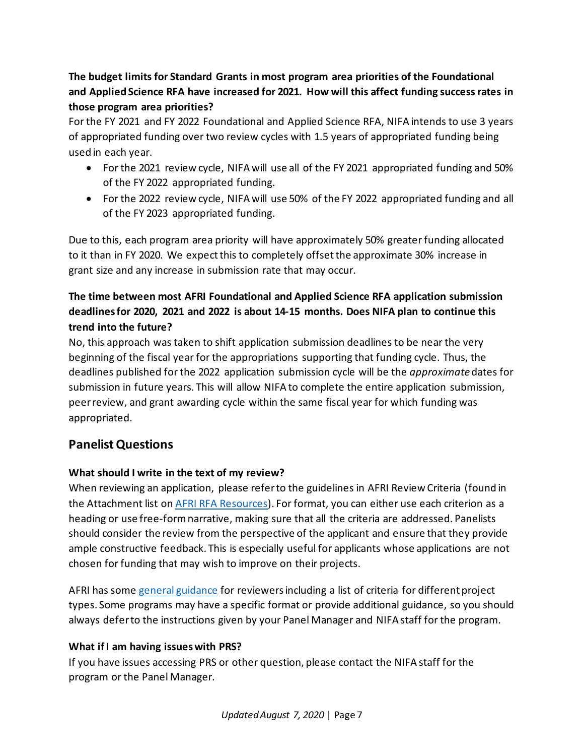**The budget limits for Standard Grants in most program area priorities of the Foundational and Applied Science RFA have increased for 2021. How will this affect funding success rates in those program area priorities?**

For the FY 2021 and FY 2022 Foundational and Applied Science RFA, NIFA intends to use 3 years of appropriated funding over two review cycles with 1.5 years of appropriated funding being used in each year.

- For the 2021 review cycle, NIFA will use all of the FY 2021 appropriated funding and 50% of the FY 2022 appropriated funding.
- For the 2022 review cycle, NIFA will use 50% of the FY 2022 appropriated funding and all of the FY 2023 appropriated funding.

Due to this, each program area priority will have approximately 50% greater funding allocated to it than in FY 2020. We expect this to completely offset the approximate 30% increase in grant size and any increase in submission rate that may occur.

**The time between most AFRI Foundational and Applied Science RFA application submission deadlines for 2020, 2021 and 2022 is about 14-15 months. Does NIFA plan to continue this trend into the future?**

No, this approach was taken to shift application submission deadlines to be near the very beginning of the fiscal year for the appropriations supporting that funding cycle. Thus, the deadlines published for the 2022 application submission cycle will be the *approximate* dates for submission in future years. This will allow NIFA to complete the entire application submission, peer review, and grant awarding cycle within the same fiscal year for which funding was appropriated.

## Panelist Questions

**What should I write in the text of my review?**

When reviewing an application, please refer to the guidelines in AFRI Review Criteria (found in the Attachment list on [AFRI RFA Resources]). For format, you can either use each criterion as a heading or use free-form narrative, making sure that all the criteria are addressed. Panelists should consider the review from the perspective of the applicant and ensure that they provide ample constructive feedback. This is especially useful for applicants whose applications are not chosen for funding that may wish to improve on their projects.

AFRI has some [general guidance] for reviewers including a list of criteria for different project types. Some programs may have a specific format or provide additional guidance, so you should always defer to the instructions given by your Panel Manager and NIFA staff for the program.

**What if I am having issues with PRS?**

If you have issues accessing PRS or other question, please contact the NIFA staff for the program or the Panel Manager.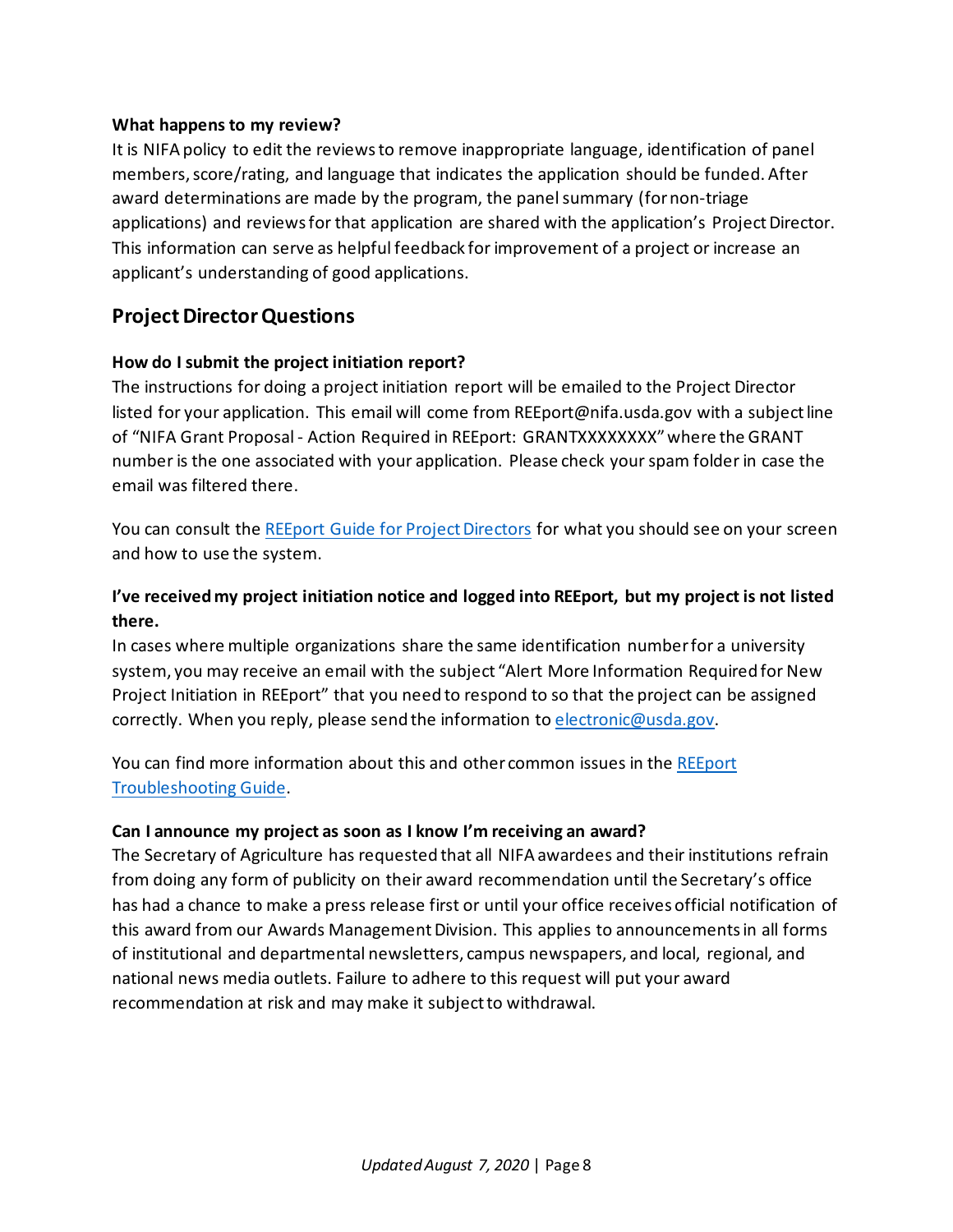**What happens to my review?**

It is NIFA policy to edit the reviews to remove inappropriate language, identification of panel members, score/rating, and language that indicates the application should be funded. After award determinations are made by the program, the panel summary (for non-triage applications) and reviews for that application are shared with the application's Project Director. This information can serve as helpful feedback for improvement of a project or increase an applicant's understanding of good applications.

## Project Director Questions

**How do I submit the project initiation report?**

The instructions for doing a project initiation report will be emailed to the Project Director listed for your application. This email will come from REEport@nifa.usda.gov with a subject line of "NIFA Grant Proposal - Action Required in REEport: GRANTXXXXXXXX" where the GRANT number is the one associated with your application. Please check your spam folder in case the email was filtered there.

You can consult the REEport Guide for Project Directors for what you should see on your screen and how to use the system.

**I've received my project initiation notice and logged into REEport, but my project is not listed there.**

In cases where multiple organizations share the same identification number for a university system, you may receive an email with the subject "Alert More Information Required for New Project Initiation in REEport" that you need to respond to so that the project can be assigned correctly. When you reply, please send the information to electronic@usda.gov.

You can find more information about this and other common issues in the REEport Troubleshooting Guide.

**Can I announce my project as soon as I know I'm receiving an award?**

The Secretary of Agriculture has requested that all NIFA awardees and their institutions refrain from doing any form of publicity on their award recommendation until the Secretary's office has had a chance to make a press release first or until your office receives official notification of this award from our Awards Management Division. This applies to announcements in all forms of institutional and departmental newsletters, campus newspapers, and local, regional, and national news media outlets. Failure to adhere to this request will put your award recommendation at risk and may make it subject to withdrawal.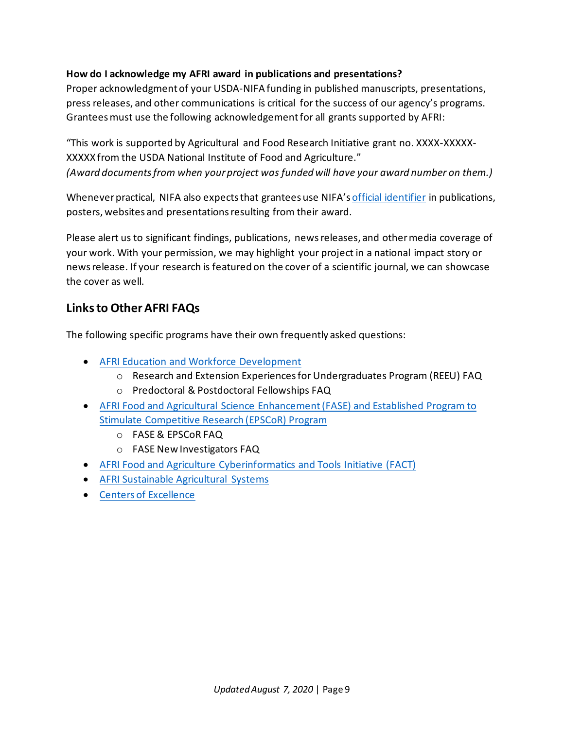**How do I acknowledge my AFRI award in publications and presentations?**

Proper acknowledgment of your USDA-NIFA funding in published manuscripts, presentations, press releases, and other communications is critical for the success of our agency's programs. Grantees must use the following acknowledgement for all grants supported by AFRI:

"This work is supported by Agricultural and Food Research Initiative grant no. XXXX-XXXXX-XXXXX from the USDA National Institute of Food and Agriculture."
*(Award documents from when your project was funded will have your award number on them.)*

Whenever practical, NIFA also expects that grantees use NIFA's official identifier in publications, posters, websites and presentations resulting from their award.

Please alert us to significant findings, publications, news releases, and other media coverage of your work. With your permission, we may highlight your project in a national impact story or news release. If your research is featured on the cover of a scientific journal, we can showcase the cover as well.

## Links to Other AFRI FAQs

The following specific programs have their own frequently asked questions:

- AFRI Education and Workforce Development
  - Research and Extension Experiences for Undergraduates Program (REEU) FAQ
  - Predoctoral & Postdoctoral Fellowships FAQ
- AFRI Food and Agricultural Science Enhancement (FASE) and Established Program to Stimulate Competitive Research (EPSCoR) Program
  - FASE & EPSCoR FAQ
  - FASE New Investigators FAQ
- AFRI Food and Agriculture Cyberinformatics and Tools Initiative (FACT)
- AFRI Sustainable Agricultural Systems
- Centers of Excellence

*Updated August 7, 2020*